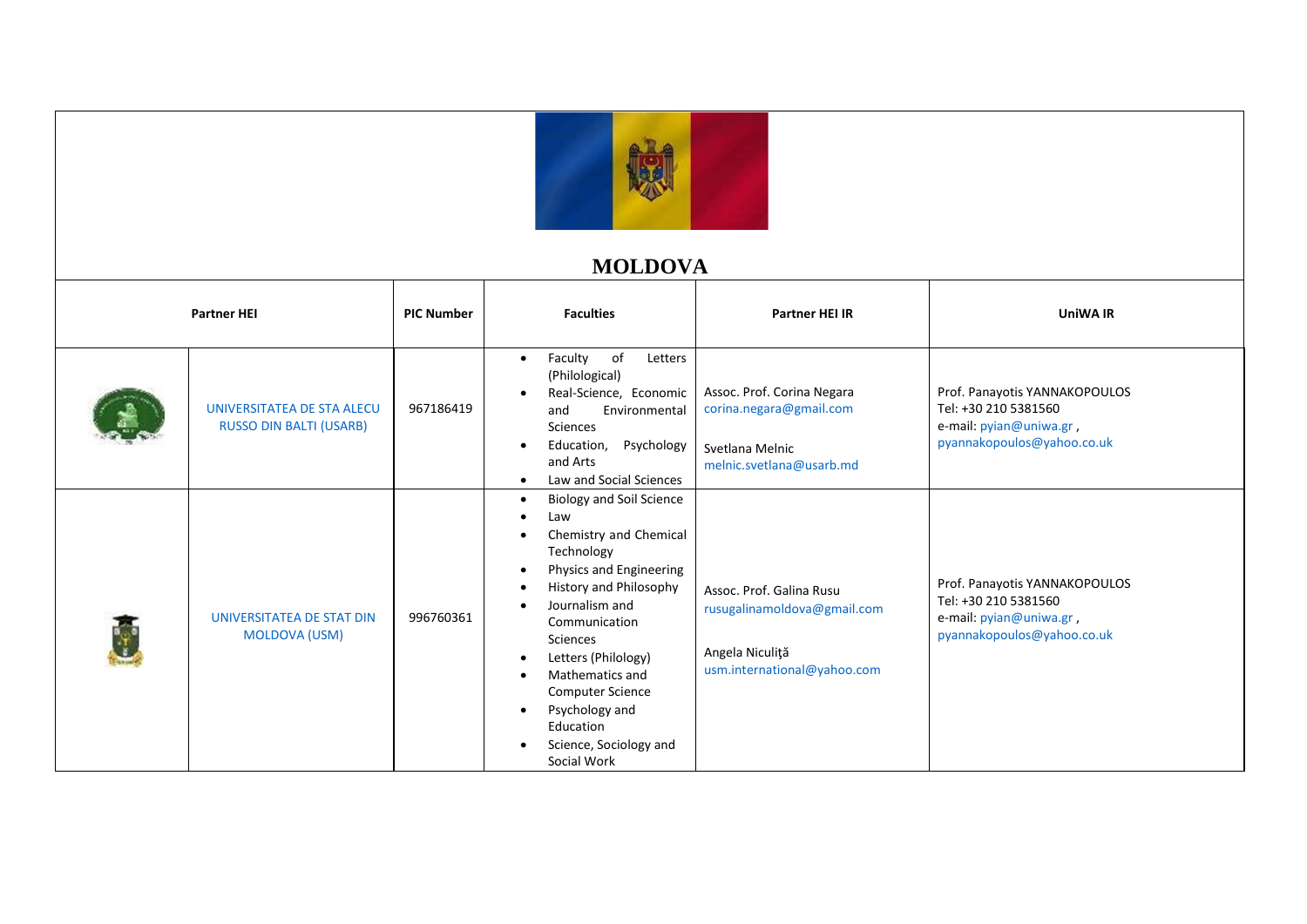# MOLDOVA

| Partner HEI | | PIC Number | Faculties | Partner HEI IR | UniWA IR |
|---|---|---|---|---|---|
| | UNIVERSITATEA DE STA ALECU RUSSO DIN BALTI (USARB) | 967186419 | • Faculty of Letters (Philological)<br>• Real-Science, Economic and Environmental Sciences<br>• Education, Psychology and Arts<br>• Law and Social Sciences | Assoc. Prof. Corina Negara<br>corina.negara@gmail.com<br><br>Svetlana Melnic<br>melnic.svetlana@usarb.md | Prof. Panayotis YANNAKOPOULOS<br>Tel: +30 210 5381560<br>e-mail: pyian@uniwa.gr , pyannakopoulos@yahoo.co.uk |
| | UNIVERSITATEA DE STAT DIN MOLDOVA (USM) | 996760361 | • Biology and Soil Science<br>• Law<br>• Chemistry and Chemical Technology<br>• Physics and Engineering<br>• History and Philosophy<br>• Journalism and Communication Sciences<br>• Letters (Philology)<br>• Mathematics and Computer Science<br>• Psychology and Education<br>• Science, Sociology and Social Work | Assoc. Prof. Galina Rusu<br>rusugalinamoldova@gmail.com<br><br>Angela Niculiţă<br>usm.international@yahoo.com | Prof. Panayotis YANNAKOPOULOS<br>Tel: +30 210 5381560<br>e-mail: pyian@uniwa.gr , pyannakopoulos@yahoo.co.uk |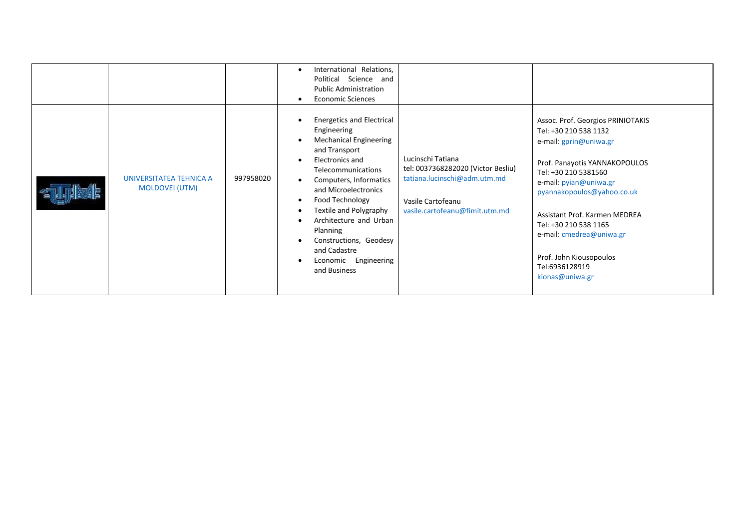| | | | | | |
|---|---|---|---|---|---|
| | | | • International Relations, Political Science and Public Administration<br>• Economic Sciences | | |
| | UNIVERSITATEA TEHNICA A MOLDOVEI (UTM) | 997958020 | • Energetics and Electrical Engineering<br>• Mechanical Engineering and Transport<br>• Electronics and Telecommunications<br>• Computers, Informatics and Microelectronics<br>• Food Technology<br>• Textile and Polygraphy<br>• Architecture and Urban Planning<br>• Constructions, Geodesy and Cadastre<br>• Economic Engineering and Business | Lucinschi Tatiana<br>tel: 0037368282020 (Victor Besliu)<br>tatiana.lucinschi@adm.utm.md<br><br>Vasile Cartofeanu<br>vasile.cartofeanu@fimit.utm.md | Assoc. Prof. Georgios PRINIOTAKIS<br>Tel: +30 210 538 1132<br>e-mail: gprin@uniwa.gr<br><br>Prof. Panayotis YANNAKOPOULOS<br>Tel: +30 210 5381560<br>e-mail: pyian@uniwa.gr<br>pyannakopoulos@yahoo.co.uk<br><br>Assistant Prof. Karmen MEDREA<br>Tel: +30 210 538 1165<br>e-mail: cmedrea@uniwa.gr<br><br>Prof. John Kiousopoulos<br>Tel:6936128919<br>kionas@uniwa.gr |